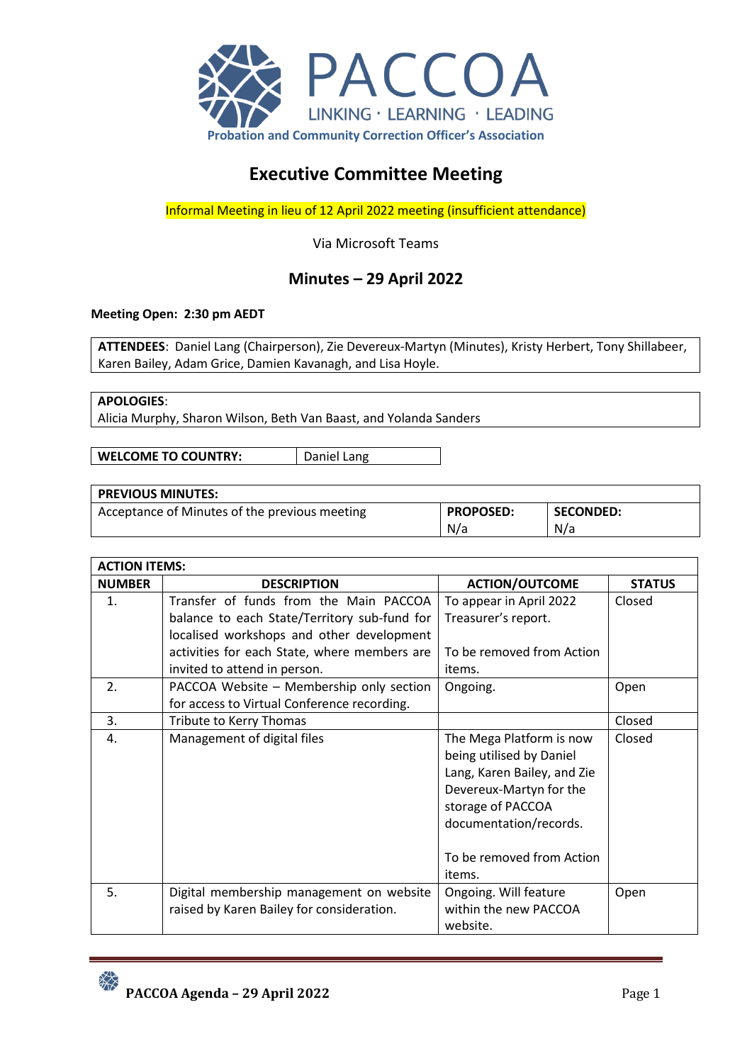PACCOA

LINKING · LEARNING · LEADING

Probation and Community Correction Officer's Association

# Executive Committee Meeting

Informal Meeting in lieu of 12 April 2022 meeting (insufficient attendance)

Via Microsoft Teams

## Minutes – 29 April 2022

**Meeting Open: 2:30 pm AEDT**

**ATTENDEES**: Daniel Lang (Chairperson), Zie Devereux-Martyn (Minutes), Kristy Herbert, Tony Shillabeer, Karen Bailey, Adam Grice, Damien Kavanagh, and Lisa Hoyle.

**APOLOGIES**:
Alicia Murphy, Sharon Wilson, Beth Van Baast, and Yolanda Sanders

| **WELCOME TO COUNTRY:** | Daniel Lang |
|---|---|

| **PREVIOUS MINUTES:** | | |
|---|---|---|
| Acceptance of Minutes of the previous meeting | **PROPOSED:** N/a | **SECONDED:** N/a |

| **ACTION ITEMS:** | | | |
|---|---|---|---|
| **NUMBER** | **DESCRIPTION** | **ACTION/OUTCOME** | **STATUS** |
| 1. | Transfer of funds from the Main PACCOA balance to each State/Territory sub-fund for localised workshops and other development activities for each State, where members are invited to attend in person. | To appear in April 2022 Treasurer's report. To be removed from Action items. | Closed |
| 2. | PACCOA Website – Membership only section for access to Virtual Conference recording. | Ongoing. | Open |
| 3. | Tribute to Kerry Thomas | | Closed |
| 4. | Management of digital files | The Mega Platform is now being utilised by Daniel Lang, Karen Bailey, and Zie Devereux-Martyn for the storage of PACCOA documentation/records. To be removed from Action items. | Closed |
| 5. | Digital membership management on website raised by Karen Bailey for consideration. | Ongoing. Will feature within the new PACCOA website. | Open |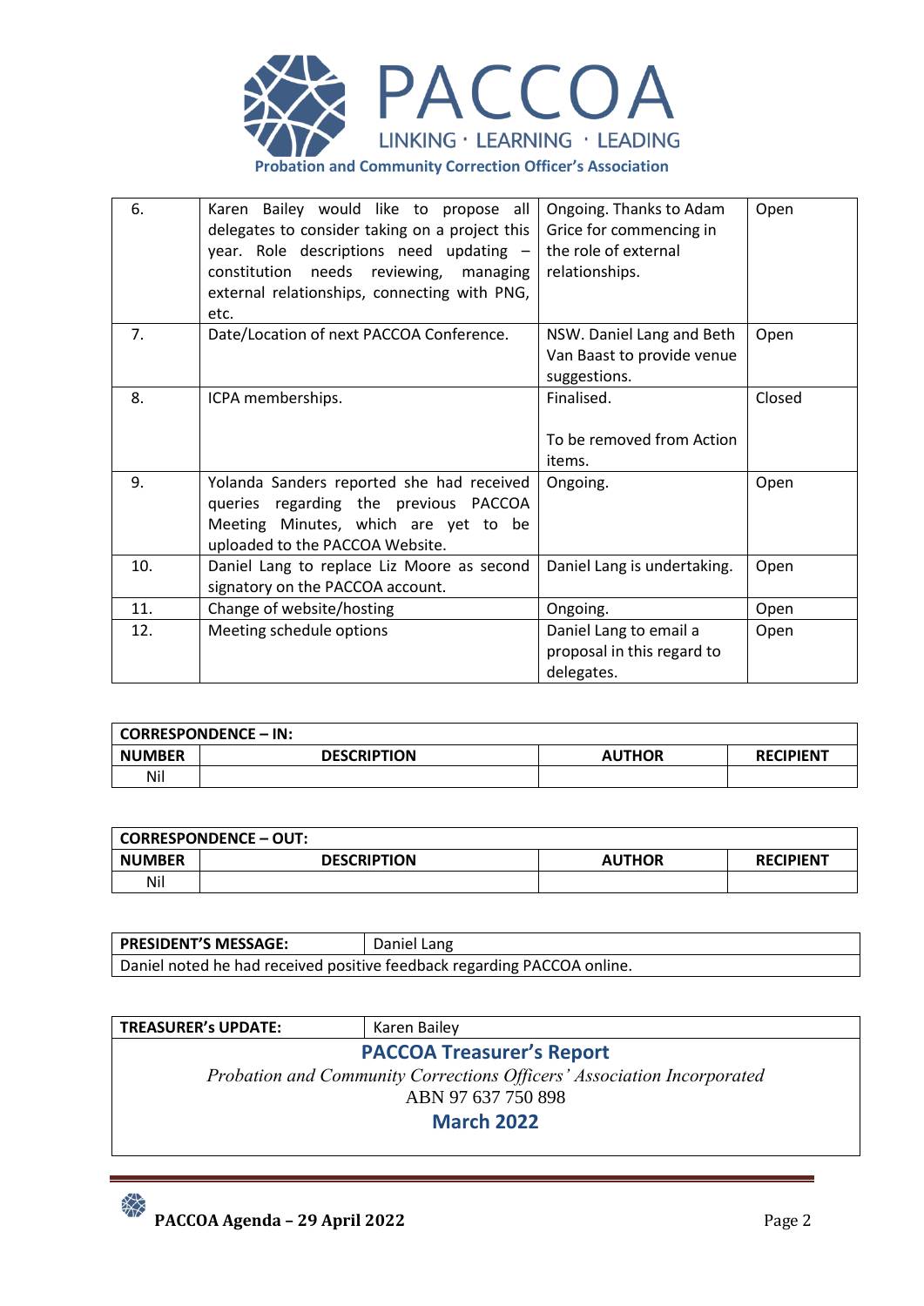| 6. | Karen Bailey would like to propose all delegates to consider taking on a project this year. Role descriptions need updating – constitution needs reviewing, managing external relationships, connecting with PNG, etc. | Ongoing. Thanks to Adam Grice for commencing in the role of external relationships. | Open |
|---|---|---|---|
| 7. | Date/Location of next PACCOA Conference. | NSW. Daniel Lang and Beth Van Baast to provide venue suggestions. | Open |
| 8. | ICPA memberships. | Finalised.<br><br>To be removed from Action items. | Closed |
| 9. | Yolanda Sanders reported she had received queries regarding the previous PACCOA Meeting Minutes, which are yet to be uploaded to the PACCOA Website. | Ongoing. | Open |
| 10. | Daniel Lang to replace Liz Moore as second signatory on the PACCOA account. | Daniel Lang is undertaking. | Open |
| 11. | Change of website/hosting | Ongoing. | Open |
| 12. | Meeting schedule options | Daniel Lang to email a proposal in this regard to delegates. | Open |

| CORRESPONDENCE – IN: | | | |
|---|---|---|---|
| **NUMBER** | **DESCRIPTION** | **AUTHOR** | **RECIPIENT** |
| Nil | | | |

| CORRESPONDENCE – OUT: | | | |
|---|---|---|---|
| **NUMBER** | **DESCRIPTION** | **AUTHOR** | **RECIPIENT** |
| Nil | | | |

| PRESIDENT'S MESSAGE: | Daniel Lang |
|---|---|
| Daniel noted he had received positive feedback regarding PACCOA online. | |

| TREASURER's UPDATE: | Karen Bailey |
|---|---|

## PACCOA Treasurer's Report

*Probation and Community Corrections Officers' Association Incorporated*

ABN 97 637 750 898

**March 2022**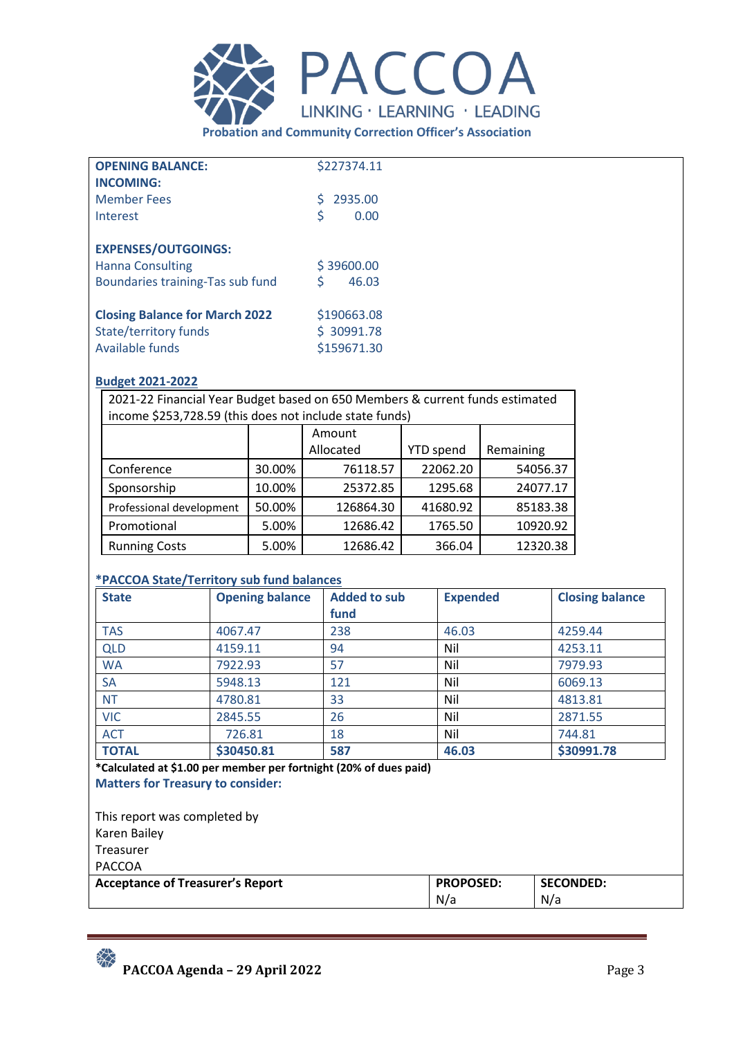PACCOA

LINKING · LEARNING · LEADING

**Probation and Community Correction Officer's Association**

| | |
|---|---|
| **OPENING BALANCE:** | $227374.11 |
| **INCOMING:** | |
| Member Fees | $ 2935.00 |
| Interest | $ 0.00 |
| | |
| **EXPENSES/OUTGOINGS:** | |
| Hanna Consulting | $ 39600.00 |
| Boundaries training-Tas sub fund | $ 46.03 |
| | |
| **Closing Balance for March 2022** | $190663.08 |
| State/territory funds | $ 30991.78 |
| Available funds | $159671.30 |

**Budget 2021-2022**

| 2021-22 Financial Year Budget based on 650 Members & current funds estimated income $253,728.59 (this does not include state funds) | | | | |
|---|---|---|---|---|
| | | Amount Allocated | YTD spend | Remaining |
| Conference | 30.00% | 76118.57 | 22062.20 | 54056.37 |
| Sponsorship | 10.00% | 25372.85 | 1295.68 | 24077.17 |
| Professional development | 50.00% | 126864.30 | 41680.92 | 85183.38 |
| Promotional | 5.00% | 12686.42 | 1765.50 | 10920.92 |
| Running Costs | 5.00% | 12686.42 | 366.04 | 12320.38 |

**\*PACCOA State/Territory sub fund balances**

| State | Opening balance | Added to sub fund | Expended | Closing balance |
|---|---|---|---|---|
| TAS | 4067.47 | 238 | 46.03 | 4259.44 |
| QLD | 4159.11 | 94 | Nil | 4253.11 |
| WA | 7922.93 | 57 | Nil | 7979.93 |
| SA | 5948.13 | 121 | Nil | 6069.13 |
| NT | 4780.81 | 33 | Nil | 4813.81 |
| VIC | 2845.55 | 26 | Nil | 2871.55 |
| ACT | 726.81 | 18 | Nil | 744.81 |
| **TOTAL** | **$30450.81** | **587** | **46.03** | **$30991.78** |

**\*Calculated at $1.00 per member per fortnight (20% of dues paid)**

**Matters for Treasury to consider:**

This report was completed by
Karen Bailey
Treasurer
PACCOA

| Acceptance of Treasurer's Report | PROPOSED: | SECONDED: |
|---|---|---|
| | N/a | N/a |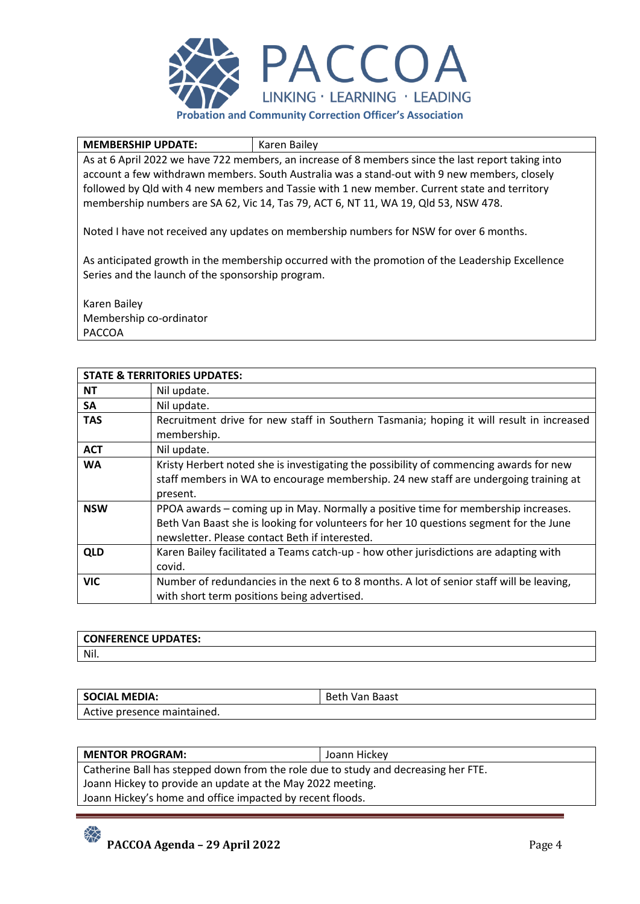PACCOA

LINKING · LEARNING · LEADING

Probation and Community Correction Officer's Association

| **MEMBERSHIP UPDATE:** | Karen Bailey |
| --- | --- |

As at 6 April 2022 we have 722 members, an increase of 8 members since the last report taking into account a few withdrawn members. South Australia was a stand-out with 9 new members, closely followed by Qld with 4 new members and Tassie with 1 new member. Current state and territory membership numbers are SA 62, Vic 14, Tas 79, ACT 6, NT 11, WA 19, Qld 53, NSW 478.

Noted I have not received any updates on membership numbers for NSW for over 6 months.

As anticipated growth in the membership occurred with the promotion of the Leadership Excellence Series and the launch of the sponsorship program.

Karen Bailey
Membership co-ordinator
PACCOA

| **STATE & TERRITORIES UPDATES:** | |
| --- | --- |
| **NT** | Nil update. |
| **SA** | Nil update. |
| **TAS** | Recruitment drive for new staff in Southern Tasmania; hoping it will result in increased membership. |
| **ACT** | Nil update. |
| **WA** | Kristy Herbert noted she is investigating the possibility of commencing awards for new staff members in WA to encourage membership. 24 new staff are undergoing training at present. |
| **NSW** | PPOA awards – coming up in May. Normally a positive time for membership increases. Beth Van Baast she is looking for volunteers for her 10 questions segment for the June newsletter. Please contact Beth if interested. |
| **QLD** | Karen Bailey facilitated a Teams catch-up - how other jurisdictions are adapting with covid. |
| **VIC** | Number of redundancies in the next 6 to 8 months. A lot of senior staff will be leaving, with short term positions being advertised. |

| **CONFERENCE UPDATES:** |
| --- |
| Nil. |

| **SOCIAL MEDIA:** | Beth Van Baast |
| --- | --- |
| Active presence maintained. | |

| **MENTOR PROGRAM:** | Joann Hickey |
| --- | --- |

Catherine Ball has stepped down from the role due to study and decreasing her FTE.
Joann Hickey to provide an update at the May 2022 meeting.
Joann Hickey's home and office impacted by recent floods.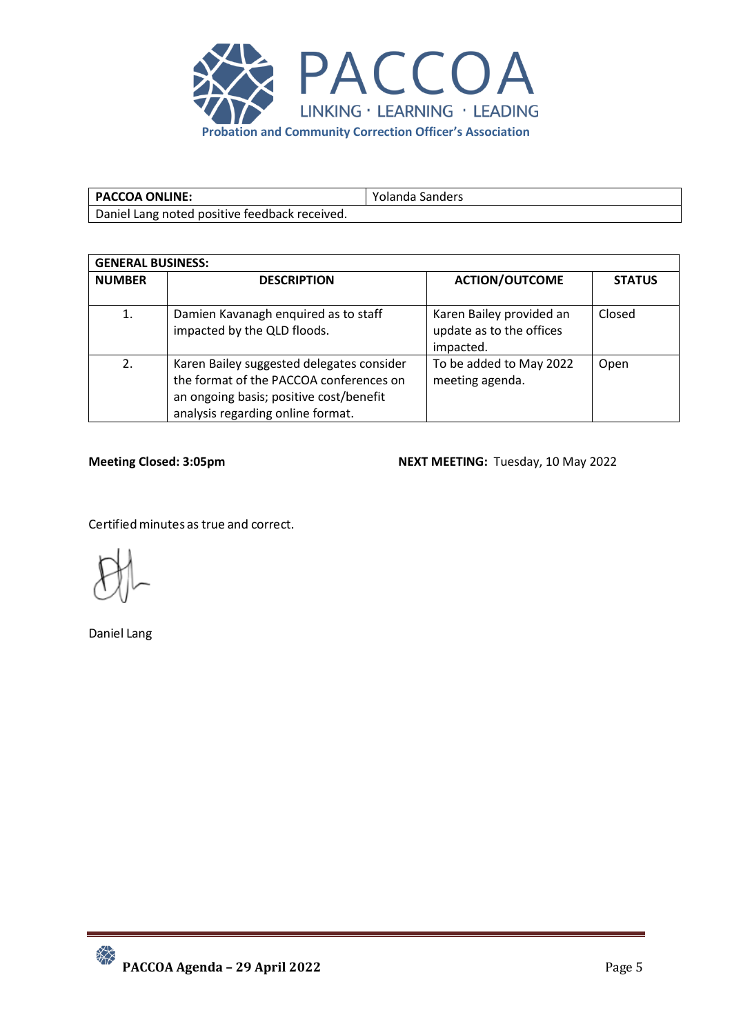# PACCOA

LINKING · LEARNING · LEADING

**Probation and Community Correction Officer's Association**

| **PACCOA ONLINE:** | Yolanda Sanders |
|---|---|
| Daniel Lang noted positive feedback received. | |

| **GENERAL BUSINESS:** | | | |
|---|---|---|---|
| **NUMBER** | **DESCRIPTION** | **ACTION/OUTCOME** | **STATUS** |
| 1. | Damien Kavanagh enquired as to staff impacted by the QLD floods. | Karen Bailey provided an update as to the offices impacted. | Closed |
| 2. | Karen Bailey suggested delegates consider the format of the PACCOA conferences on an ongoing basis; positive cost/benefit analysis regarding online format. | To be added to May 2022 meeting agenda. | Open |

**Meeting Closed: 3:05pm**

**NEXT MEETING:** Tuesday, 10 May 2022

Certified minutes as true and correct.

Daniel Lang